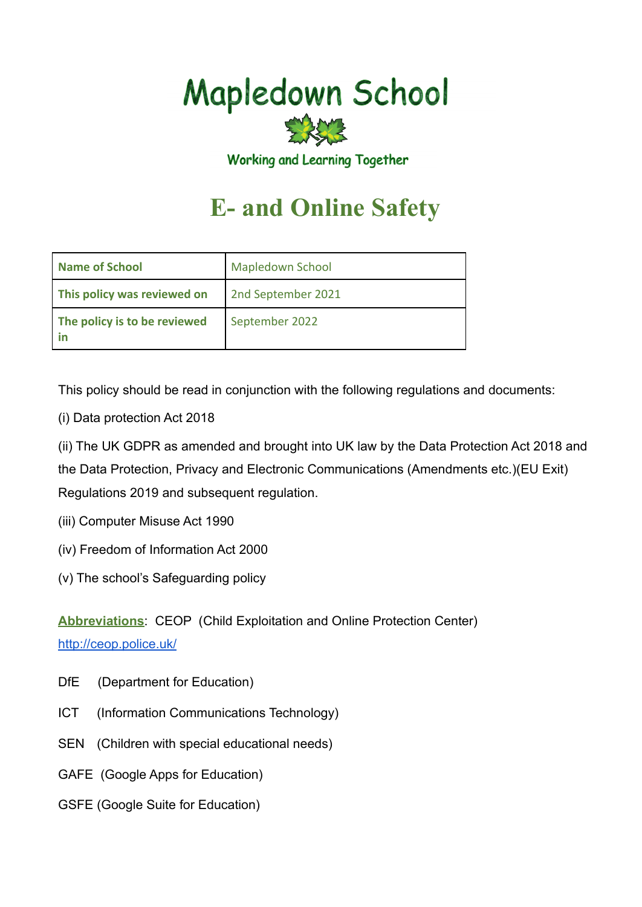# Mapledown School

Working and Learning Together

# E- and Online Safety

| Name of School | Mapledown School |
|---|---|
| This policy was reviewed on | 2nd September 2021 |
| The policy is to be reviewed in | September 2022 |

This policy should be read in conjunction with the following regulations and documents:

(i) Data protection Act 2018

(ii) The UK GDPR as amended and brought into UK law by the Data Protection Act 2018 and the Data Protection, Privacy and Electronic Communications (Amendments etc.)(EU Exit) Regulations 2019 and subsequent regulation.

(iii) Computer Misuse Act 1990

(iv) Freedom of Information Act 2000

(v) The school's Safeguarding policy

**Abbreviations**: CEOP (Child Exploitation and Online Protection Center) http://ceop.police.uk/

DfE (Department for Education)

ICT (Information Communications Technology)

SEN (Children with special educational needs)

GAFE (Google Apps for Education)

GSFE (Google Suite for Education)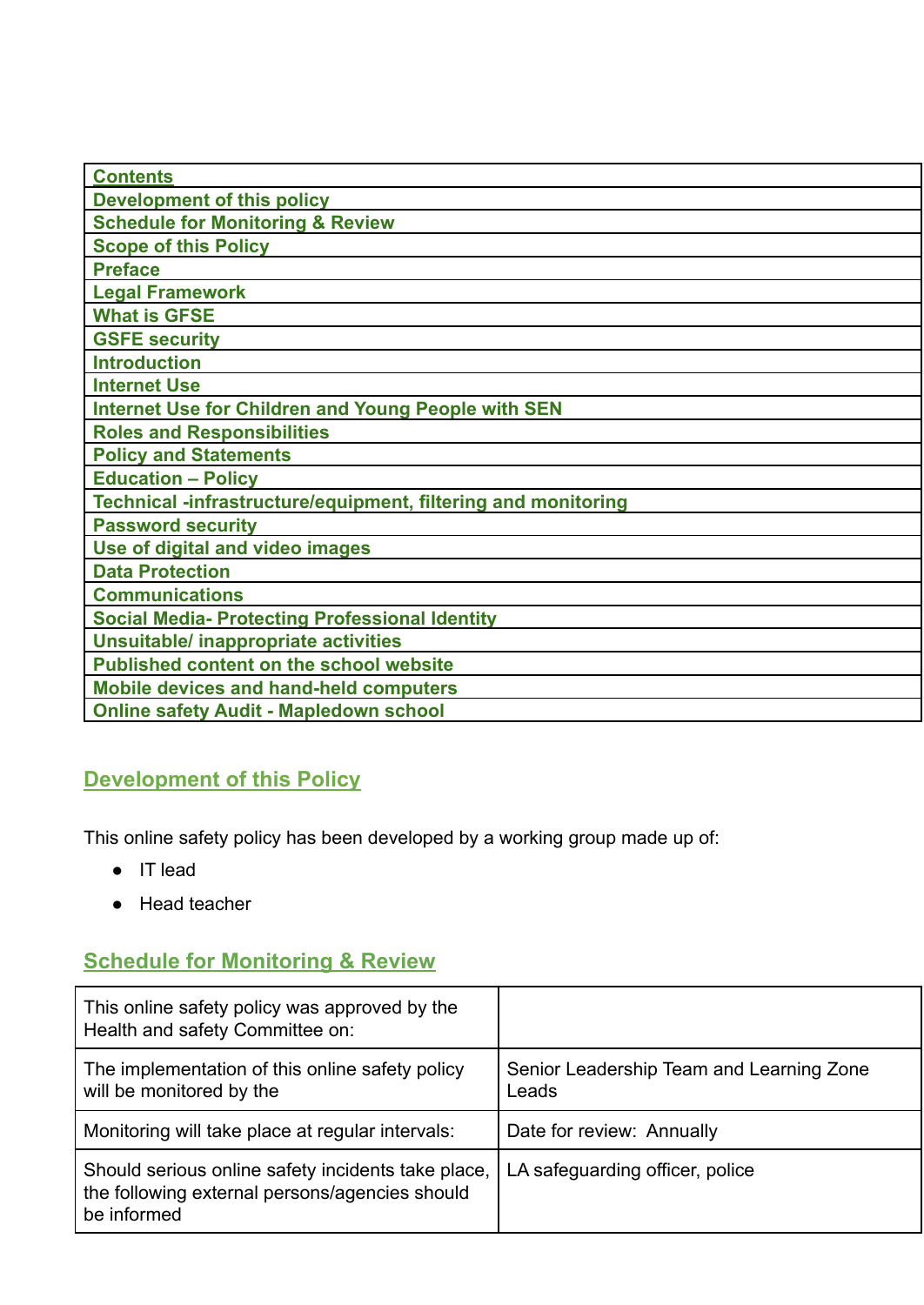| Contents |
|---|
| Development of this policy |
| Schedule for Monitoring & Review |
| Scope of this Policy |
| Preface |
| Legal Framework |
| What is GFSE |
| GSFE security |
| Introduction |
| Internet Use |
| Internet Use for Children and Young People with SEN |
| Roles and Responsibilities |
| Policy and Statements |
| Education – Policy |
| Technical -infrastructure/equipment, filtering and monitoring |
| Password security |
| Use of digital and video images |
| Data Protection |
| Communications |
| Social Media- Protecting Professional Identity |
| Unsuitable/ inappropriate activities |
| Published content on the school website |
| Mobile devices and hand-held computers |
| Online safety Audit - Mapledown school |

## Development of this Policy

This online safety policy has been developed by a working group made up of:

- IT lead
- Head teacher

## Schedule for Monitoring & Review

| | |
|---|---|
| This online safety policy was approved by the Health and safety Committee on: | |
| The implementation of this online safety policy will be monitored by the | Senior Leadership Team and Learning Zone Leads |
| Monitoring will take place at regular intervals: | Date for review: Annually |
| Should serious online safety incidents take place, the following external persons/agencies should be informed | LA safeguarding officer, police |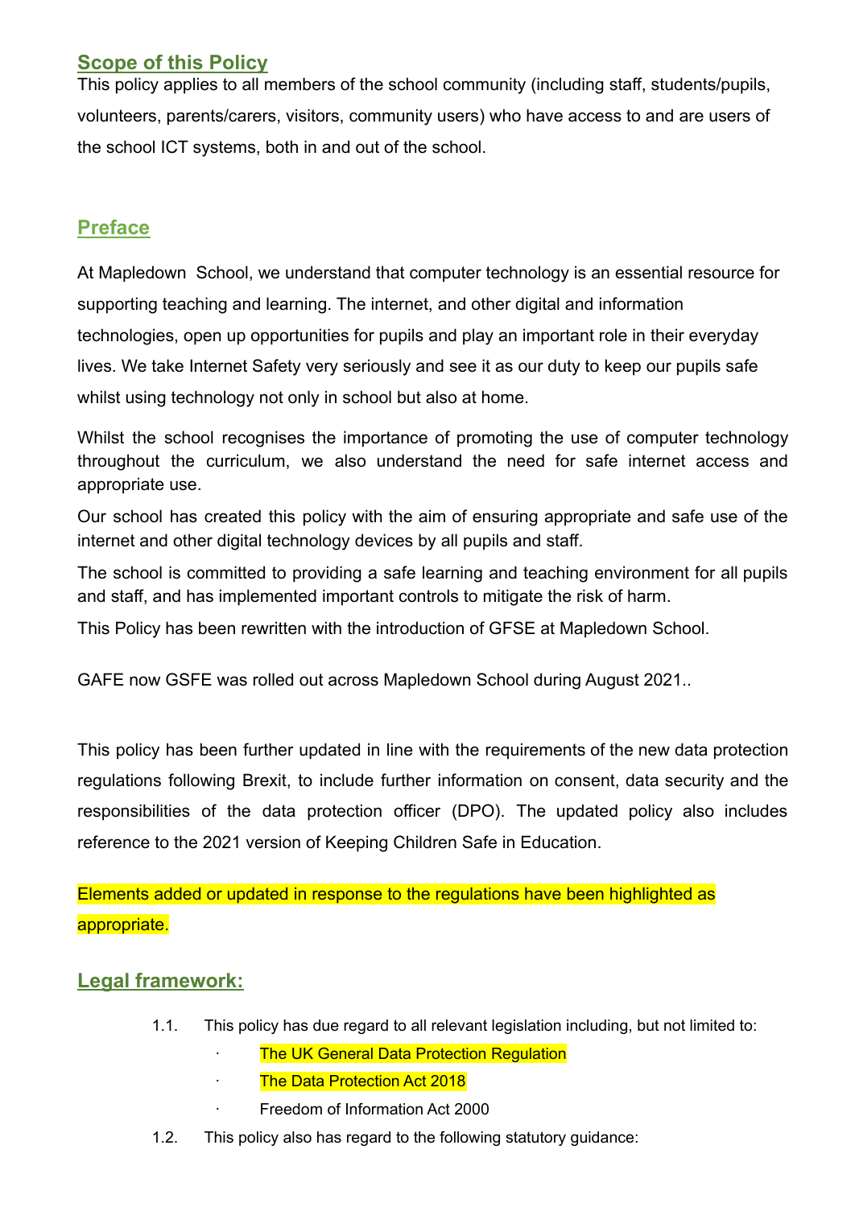## Scope of this Policy

This policy applies to all members of the school community (including staff, students/pupils, volunteers, parents/carers, visitors, community users) who have access to and are users of the school ICT systems, both in and out of the school.

## Preface

At Mapledown School, we understand that computer technology is an essential resource for supporting teaching and learning. The internet, and other digital and information technologies, open up opportunities for pupils and play an important role in their everyday lives. We take Internet Safety very seriously and see it as our duty to keep our pupils safe whilst using technology not only in school but also at home.

Whilst the school recognises the importance of promoting the use of computer technology throughout the curriculum, we also understand the need for safe internet access and appropriate use.

Our school has created this policy with the aim of ensuring appropriate and safe use of the internet and other digital technology devices by all pupils and staff.

The school is committed to providing a safe learning and teaching environment for all pupils and staff, and has implemented important controls to mitigate the risk of harm.

This Policy has been rewritten with the introduction of GFSE at Mapledown School.

GAFE now GSFE was rolled out across Mapledown School during August 2021..

This policy has been further updated in line with the requirements of the new data protection regulations following Brexit, to include further information on consent, data security and the responsibilities of the data protection officer (DPO). The updated policy also includes reference to the 2021 version of Keeping Children Safe in Education.

Elements added or updated in response to the regulations have been highlighted as appropriate.

## Legal framework:

1.1. This policy has due regard to all relevant legislation including, but not limited to:
   - The UK General Data Protection Regulation
   - The Data Protection Act 2018
   - Freedom of Information Act 2000

1.2. This policy also has regard to the following statutory guidance: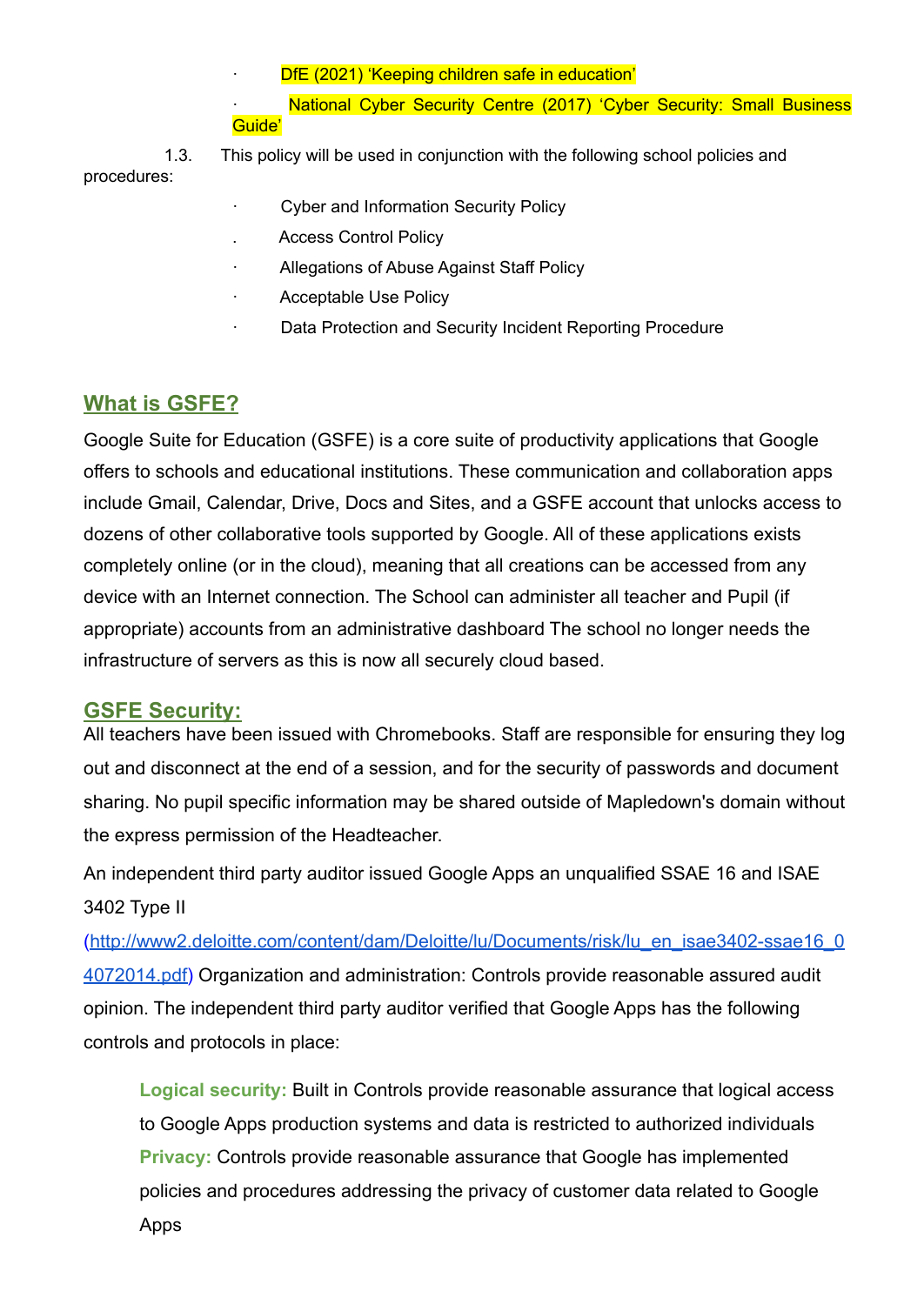- DfE (2021) ‘Keeping children safe in education’
- National Cyber Security Centre (2017) ‘Cyber Security: Small Business Guide’

1.3. This policy will be used in conjunction with the following school policies and procedures:

- Cyber and Information Security Policy
- Access Control Policy
- Allegations of Abuse Against Staff Policy
- Acceptable Use Policy
- Data Protection and Security Incident Reporting Procedure

## What is GSFE?

Google Suite for Education (GSFE) is a core suite of productivity applications that Google offers to schools and educational institutions. These communication and collaboration apps include Gmail, Calendar, Drive, Docs and Sites, and a GSFE account that unlocks access to dozens of other collaborative tools supported by Google. All of these applications exists completely online (or in the cloud), meaning that all creations can be accessed from any device with an Internet connection. The School can administer all teacher and Pupil (if appropriate) accounts from an administrative dashboard The school no longer needs the infrastructure of servers as this is now all securely cloud based.

## GSFE Security:

All teachers have been issued with Chromebooks. Staff are responsible for ensuring they log out and disconnect at the end of a session, and for the security of passwords and document sharing. No pupil specific information may be shared outside of Mapledown's domain without the express permission of the Headteacher.

An independent third party auditor issued Google Apps an unqualified SSAE 16 and ISAE 3402 Type II (http://www2.deloitte.com/content/dam/Deloitte/lu/Documents/risk/lu_en_isae3402-ssae16_04072014.pdf) Organization and administration: Controls provide reasonable assured audit opinion. The independent third party auditor verified that Google Apps has the following controls and protocols in place:

> **Logical security:** Built in Controls provide reasonable assurance that logical access to Google Apps production systems and data is restricted to authorized individuals
> **Privacy:** Controls provide reasonable assurance that Google has implemented policies and procedures addressing the privacy of customer data related to Google Apps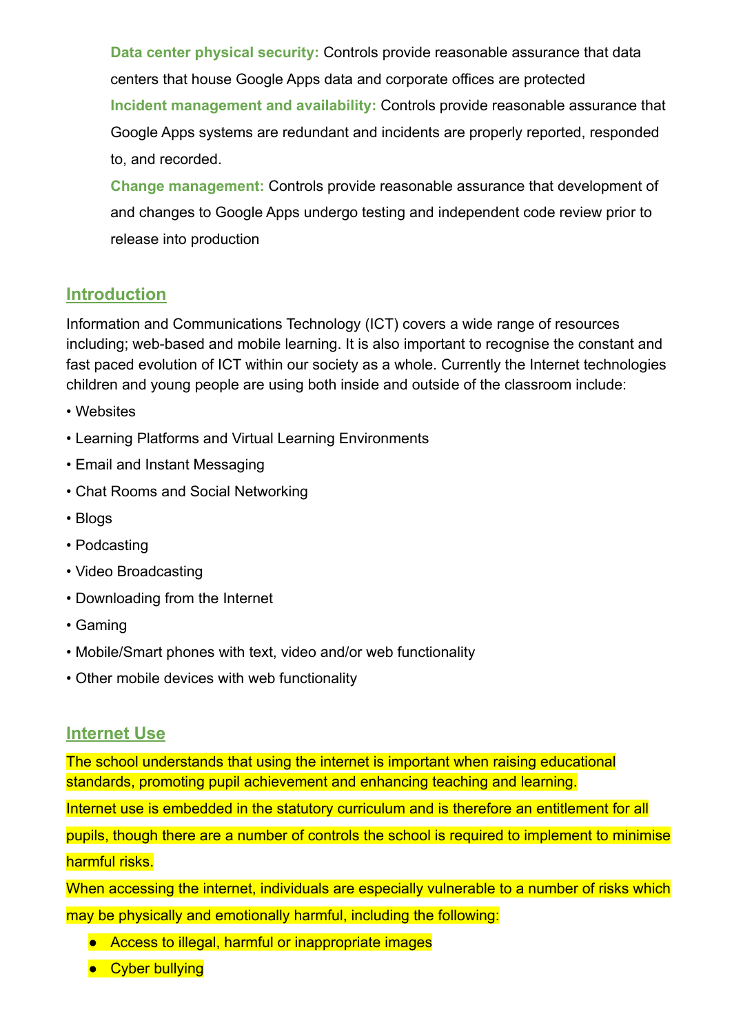**Data center physical security:** Controls provide reasonable assurance that data centers that house Google Apps data and corporate offices are protected

**Incident management and availability:** Controls provide reasonable assurance that Google Apps systems are redundant and incidents are properly reported, responded to, and recorded.

**Change management:** Controls provide reasonable assurance that development of and changes to Google Apps undergo testing and independent code review prior to release into production

## Introduction

Information and Communications Technology (ICT) covers a wide range of resources including; web-based and mobile learning. It is also important to recognise the constant and fast paced evolution of ICT within our society as a whole. Currently the Internet technologies children and young people are using both inside and outside of the classroom include:

- Websites
- Learning Platforms and Virtual Learning Environments
- Email and Instant Messaging
- Chat Rooms and Social Networking
- Blogs
- Podcasting
- Video Broadcasting
- Downloading from the Internet
- Gaming
- Mobile/Smart phones with text, video and/or web functionality
- Other mobile devices with web functionality

## Internet Use

The school understands that using the internet is important when raising educational standards, promoting pupil achievement and enhancing teaching and learning.

Internet use is embedded in the statutory curriculum and is therefore an entitlement for all pupils, though there are a number of controls the school is required to implement to minimise harmful risks.

When accessing the internet, individuals are especially vulnerable to a number of risks which may be physically and emotionally harmful, including the following:

- Access to illegal, harmful or inappropriate images
- Cyber bullying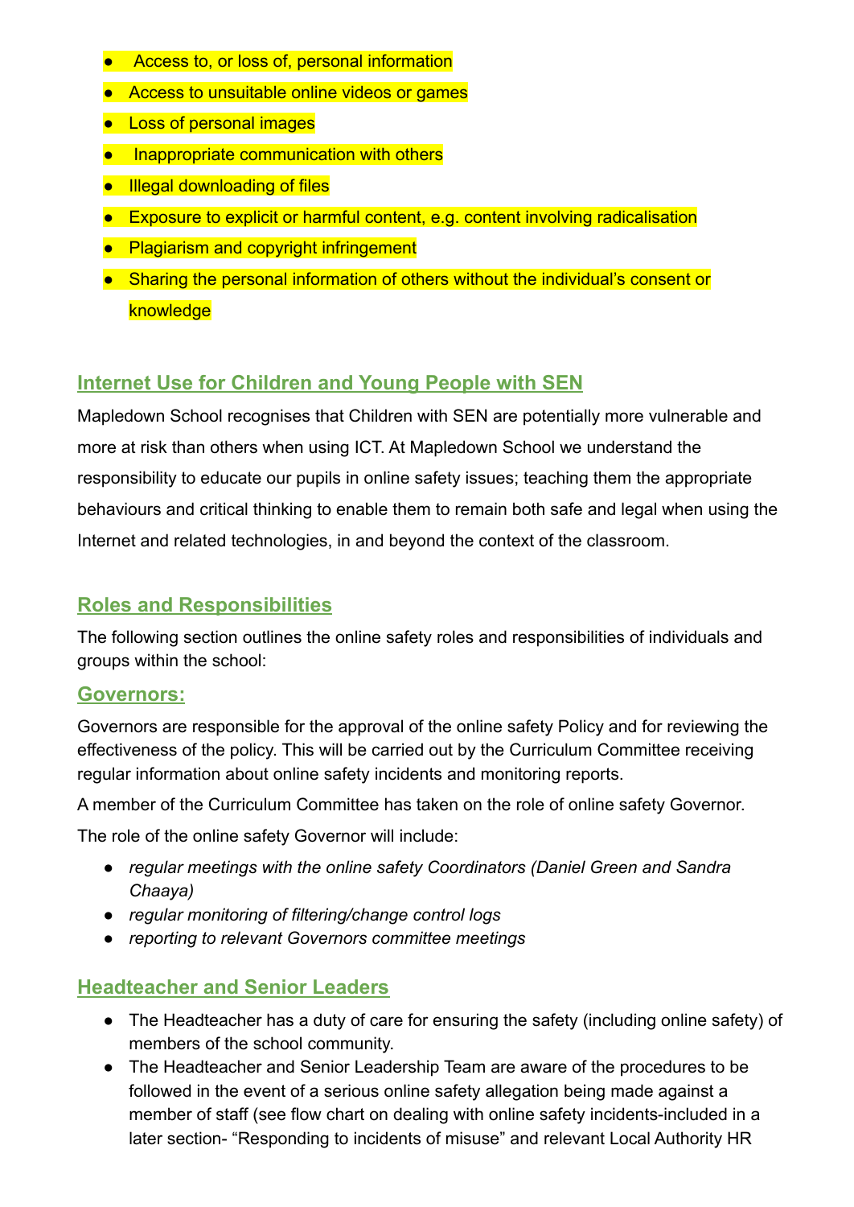- Access to, or loss of, personal information
- Access to unsuitable online videos or games
- Loss of personal images
- Inappropriate communication with others
- Illegal downloading of files
- Exposure to explicit or harmful content, e.g. content involving radicalisation
- Plagiarism and copyright infringement
- Sharing the personal information of others without the individual's consent or knowledge

## Internet Use for Children and Young People with SEN

Mapledown School recognises that Children with SEN are potentially more vulnerable and more at risk than others when using ICT. At Mapledown School we understand the responsibility to educate our pupils in online safety issues; teaching them the appropriate behaviours and critical thinking to enable them to remain both safe and legal when using the Internet and related technologies, in and beyond the context of the classroom.

## Roles and Responsibilities

The following section outlines the online safety roles and responsibilities of individuals and groups within the school:

### Governors:

Governors are responsible for the approval of the online safety Policy and for reviewing the effectiveness of the policy. This will be carried out by the Curriculum Committee receiving regular information about online safety incidents and monitoring reports.

A member of the Curriculum Committee has taken on the role of online safety Governor.

The role of the online safety Governor will include:

- *regular meetings with the online safety Coordinators (Daniel Green and Sandra Chaaya)*
- *regular monitoring of filtering/change control logs*
- *reporting to relevant Governors committee meetings*

### Headteacher and Senior Leaders

- The Headteacher has a duty of care for ensuring the safety (including online safety) of members of the school community.
- The Headteacher and Senior Leadership Team are aware of the procedures to be followed in the event of a serious online safety allegation being made against a member of staff (see flow chart on dealing with online safety incidents-included in a later section- "Responding to incidents of misuse" and relevant Local Authority HR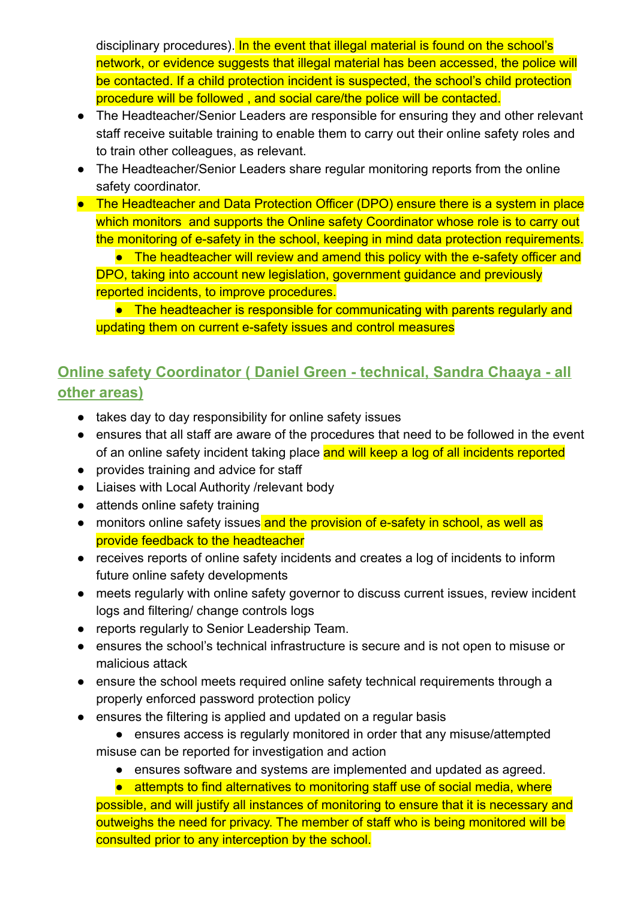disciplinary procedures). In the event that illegal material is found on the school's network, or evidence suggests that illegal material has been accessed, the police will be contacted. If a child protection incident is suspected, the school's child protection procedure will be followed , and social care/the police will be contacted.

- The Headteacher/Senior Leaders are responsible for ensuring they and other relevant staff receive suitable training to enable them to carry out their online safety roles and to train other colleagues, as relevant.
- The Headteacher/Senior Leaders share regular monitoring reports from the online safety coordinator.
- The Headteacher and Data Protection Officer (DPO) ensure there is a system in place which monitors and supports the Online safety Coordinator whose role is to carry out the monitoring of e-safety in the school, keeping in mind data protection requirements.
  - The headteacher will review and amend this policy with the e-safety officer and DPO, taking into account new legislation, government guidance and previously reported incidents, to improve procedures.
  - The headteacher is responsible for communicating with parents regularly and updating them on current e-safety issues and control measures

## Online safety Coordinator ( Daniel Green - technical, Sandra Chaaya - all other areas)

- takes day to day responsibility for online safety issues
- ensures that all staff are aware of the procedures that need to be followed in the event of an online safety incident taking place and will keep a log of all incidents reported
- provides training and advice for staff
- Liaises with Local Authority /relevant body
- attends online safety training
- monitors online safety issues and the provision of e-safety in school, as well as provide feedback to the headteacher
- receives reports of online safety incidents and creates a log of incidents to inform future online safety developments
- meets regularly with online safety governor to discuss current issues, review incident logs and filtering/ change controls logs
- reports regularly to Senior Leadership Team.
- ensures the school's technical infrastructure is secure and is not open to misuse or malicious attack
- ensure the school meets required online safety technical requirements through a properly enforced password protection policy
- ensures the filtering is applied and updated on a regular basis
  - ensures access is regularly monitored in order that any misuse/attempted misuse can be reported for investigation and action
  - ensures software and systems are implemented and updated as agreed.
  - attempts to find alternatives to monitoring staff use of social media, where possible, and will justify all instances of monitoring to ensure that it is necessary and outweighs the need for privacy. The member of staff who is being monitored will be consulted prior to any interception by the school.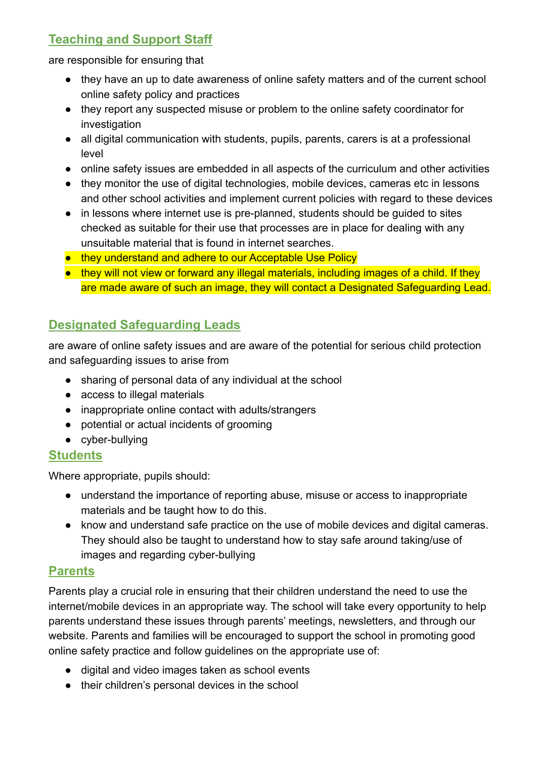## Teaching and Support Staff

are responsible for ensuring that

- they have an up to date awareness of online safety matters and of the current school online safety policy and practices
- they report any suspected misuse or problem to the online safety coordinator for investigation
- all digital communication with students, pupils, parents, carers is at a professional level
- online safety issues are embedded in all aspects of the curriculum and other activities
- they monitor the use of digital technologies, mobile devices, cameras etc in lessons and other school activities and implement current policies with regard to these devices
- in lessons where internet use is pre-planned, students should be guided to sites checked as suitable for their use that processes are in place for dealing with any unsuitable material that is found in internet searches.
- they understand and adhere to our Acceptable Use Policy
- they will not view or forward any illegal materials, including images of a child. If they are made aware of such an image, they will contact a Designated Safeguarding Lead.

## Designated Safeguarding Leads

are aware of online safety issues and are aware of the potential for serious child protection and safeguarding issues to arise from

- sharing of personal data of any individual at the school
- access to illegal materials
- inappropriate online contact with adults/strangers
- potential or actual incidents of grooming
- cyber-bullying

## Students

Where appropriate, pupils should:

- understand the importance of reporting abuse, misuse or access to inappropriate materials and be taught how to do this.
- know and understand safe practice on the use of mobile devices and digital cameras. They should also be taught to understand how to stay safe around taking/use of images and regarding cyber-bullying

## Parents

Parents play a crucial role in ensuring that their children understand the need to use the internet/mobile devices in an appropriate way. The school will take every opportunity to help parents understand these issues through parents' meetings, newsletters, and through our website. Parents and families will be encouraged to support the school in promoting good online safety practice and follow guidelines on the appropriate use of:

- digital and video images taken as school events
- their children's personal devices in the school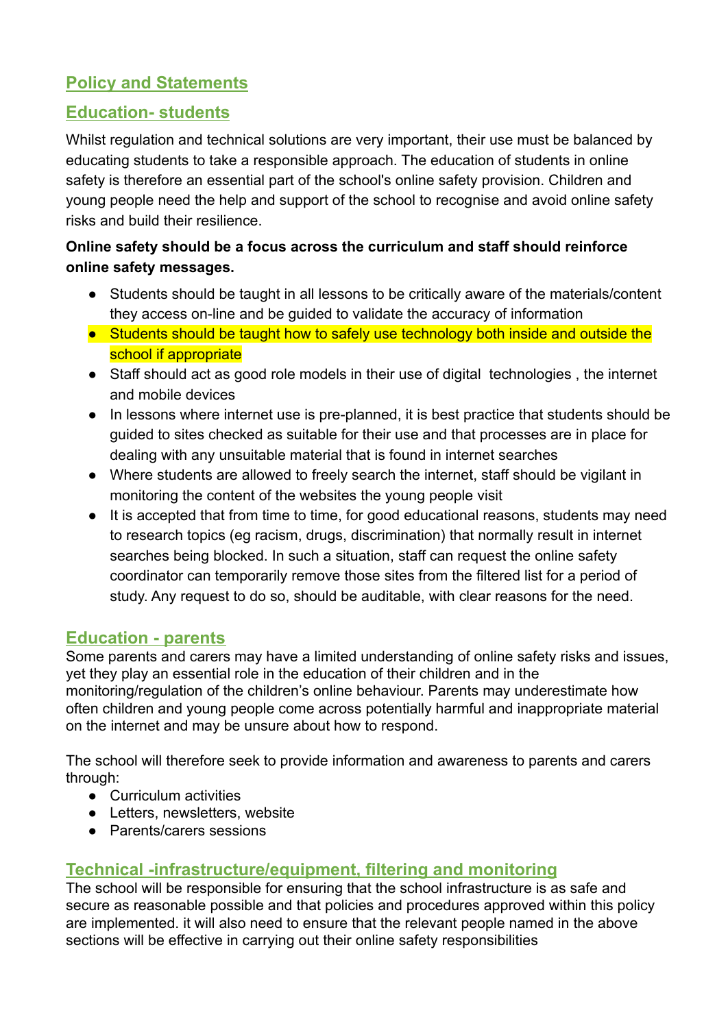## Policy and Statements

## Education- students

Whilst regulation and technical solutions are very important, their use must be balanced by educating students to take a responsible approach. The education of students in online safety is therefore an essential part of the school's online safety provision. Children and young people need the help and support of the school to recognise and avoid online safety risks and build their resilience.

**Online safety should be a focus across the curriculum and staff should reinforce online safety messages.**

- Students should be taught in all lessons to be critically aware of the materials/content they access on-line and be guided to validate the accuracy of information
- Students should be taught how to safely use technology both inside and outside the school if appropriate
- Staff should act as good role models in their use of digital technologies , the internet and mobile devices
- In lessons where internet use is pre-planned, it is best practice that students should be guided to sites checked as suitable for their use and that processes are in place for dealing with any unsuitable material that is found in internet searches
- Where students are allowed to freely search the internet, staff should be vigilant in monitoring the content of the websites the young people visit
- It is accepted that from time to time, for good educational reasons, students may need to research topics (eg racism, drugs, discrimination) that normally result in internet searches being blocked. In such a situation, staff can request the online safety coordinator can temporarily remove those sites from the filtered list for a period of study. Any request to do so, should be auditable, with clear reasons for the need.

## Education - parents

Some parents and carers may have a limited understanding of online safety risks and issues, yet they play an essential role in the education of their children and in the monitoring/regulation of the children's online behaviour. Parents may underestimate how often children and young people come across potentially harmful and inappropriate material on the internet and may be unsure about how to respond.

The school will therefore seek to provide information and awareness to parents and carers through:

- Curriculum activities
- Letters, newsletters, website
- Parents/carers sessions

## Technical -infrastructure/equipment, filtering and monitoring

The school will be responsible for ensuring that the school infrastructure is as safe and secure as reasonable possible and that policies and procedures approved within this policy are implemented. it will also need to ensure that the relevant people named in the above sections will be effective in carrying out their online safety responsibilities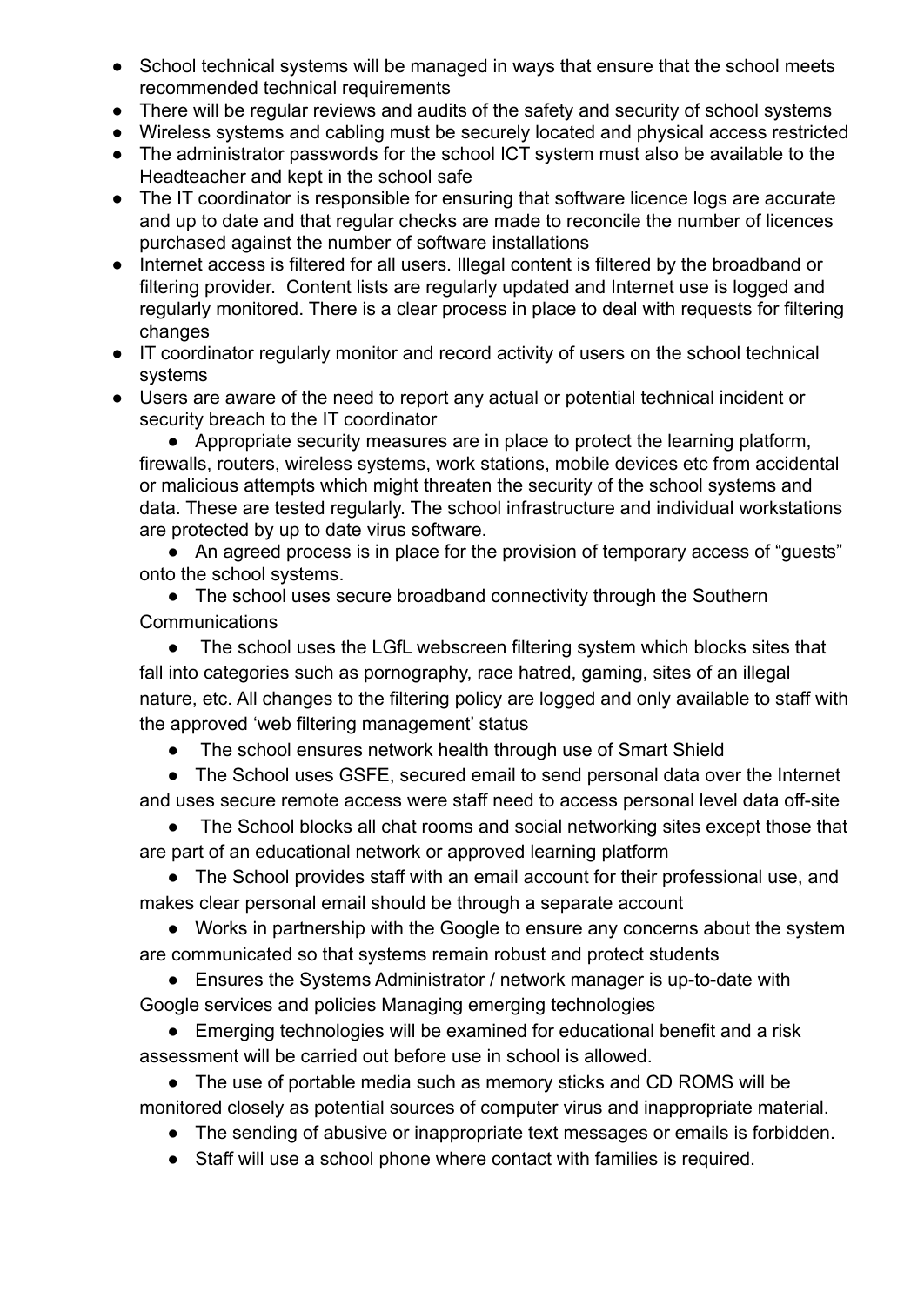- School technical systems will be managed in ways that ensure that the school meets recommended technical requirements
- There will be regular reviews and audits of the safety and security of school systems
- Wireless systems and cabling must be securely located and physical access restricted
- The administrator passwords for the school ICT system must also be available to the Headteacher and kept in the school safe
- The IT coordinator is responsible for ensuring that software licence logs are accurate and up to date and that regular checks are made to reconcile the number of licences purchased against the number of software installations
- Internet access is filtered for all users. Illegal content is filtered by the broadband or filtering provider. Content lists are regularly updated and Internet use is logged and regularly monitored. There is a clear process in place to deal with requests for filtering changes
- IT coordinator regularly monitor and record activity of users on the school technical systems
- Users are aware of the need to report any actual or potential technical incident or security breach to the IT coordinator
- Appropriate security measures are in place to protect the learning platform, firewalls, routers, wireless systems, work stations, mobile devices etc from accidental or malicious attempts which might threaten the security of the school systems and data. These are tested regularly. The school infrastructure and individual workstations are protected by up to date virus software.
- An agreed process is in place for the provision of temporary access of "guests" onto the school systems.
- The school uses secure broadband connectivity through the Southern Communications
- The school uses the LGfL webscreen filtering system which blocks sites that fall into categories such as pornography, race hatred, gaming, sites of an illegal nature, etc. All changes to the filtering policy are logged and only available to staff with the approved 'web filtering management' status
- The school ensures network health through use of Smart Shield
- The School uses GSFE, secured email to send personal data over the Internet and uses secure remote access were staff need to access personal level data off-site
- The School blocks all chat rooms and social networking sites except those that are part of an educational network or approved learning platform
- The School provides staff with an email account for their professional use, and makes clear personal email should be through a separate account
- Works in partnership with the Google to ensure any concerns about the system are communicated so that systems remain robust and protect students
- Ensures the Systems Administrator / network manager is up-to-date with Google services and policies Managing emerging technologies
- Emerging technologies will be examined for educational benefit and a risk assessment will be carried out before use in school is allowed.
- The use of portable media such as memory sticks and CD ROMS will be monitored closely as potential sources of computer virus and inappropriate material.
- The sending of abusive or inappropriate text messages or emails is forbidden.
- Staff will use a school phone where contact with families is required.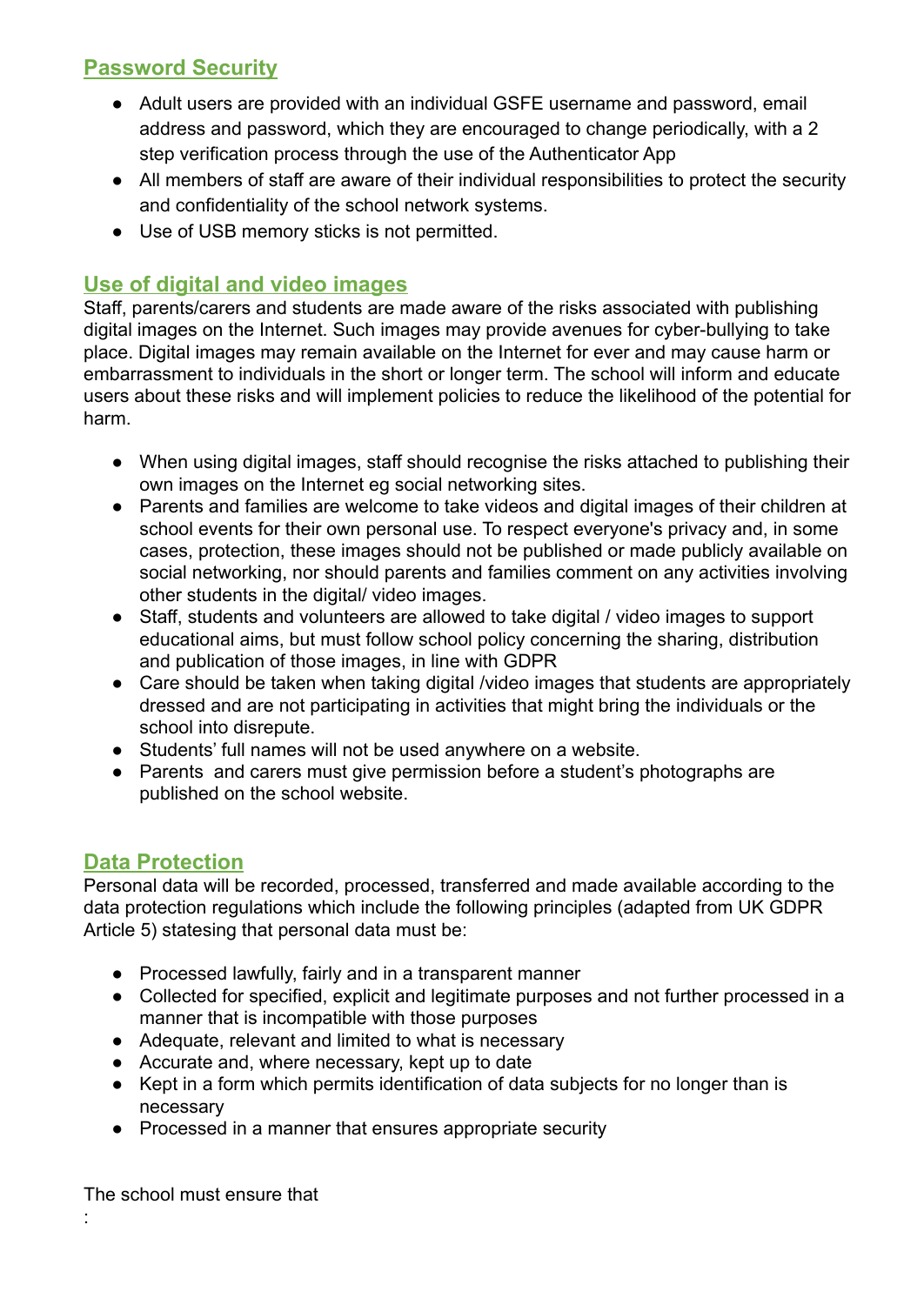## Password Security

- Adult users are provided with an individual GSFE username and password, email address and password, which they are encouraged to change periodically, with a 2 step verification process through the use of the Authenticator App
- All members of staff are aware of their individual responsibilities to protect the security and confidentiality of the school network systems.
- Use of USB memory sticks is not permitted.

## Use of digital and video images

Staff, parents/carers and students are made aware of the risks associated with publishing digital images on the Internet. Such images may provide avenues for cyber-bullying to take place. Digital images may remain available on the Internet for ever and may cause harm or embarrassment to individuals in the short or longer term. The school will inform and educate users about these risks and will implement policies to reduce the likelihood of the potential for harm.

- When using digital images, staff should recognise the risks attached to publishing their own images on the Internet eg social networking sites.
- Parents and families are welcome to take videos and digital images of their children at school events for their own personal use. To respect everyone's privacy and, in some cases, protection, these images should not be published or made publicly available on social networking, nor should parents and families comment on any activities involving other students in the digital/ video images.
- Staff, students and volunteers are allowed to take digital / video images to support educational aims, but must follow school policy concerning the sharing, distribution and publication of those images, in line with GDPR
- Care should be taken when taking digital /video images that students are appropriately dressed and are not participating in activities that might bring the individuals or the school into disrepute.
- Students' full names will not be used anywhere on a website.
- Parents and carers must give permission before a student's photographs are published on the school website.

## Data Protection

Personal data will be recorded, processed, transferred and made available according to the data protection regulations which include the following principles (adapted from UK GDPR Article 5) statesing that personal data must be:

- Processed lawfully, fairly and in a transparent manner
- Collected for specified, explicit and legitimate purposes and not further processed in a manner that is incompatible with those purposes
- Adequate, relevant and limited to what is necessary
- Accurate and, where necessary, kept up to date
- Kept in a form which permits identification of data subjects for no longer than is necessary
- Processed in a manner that ensures appropriate security

The school must ensure that

: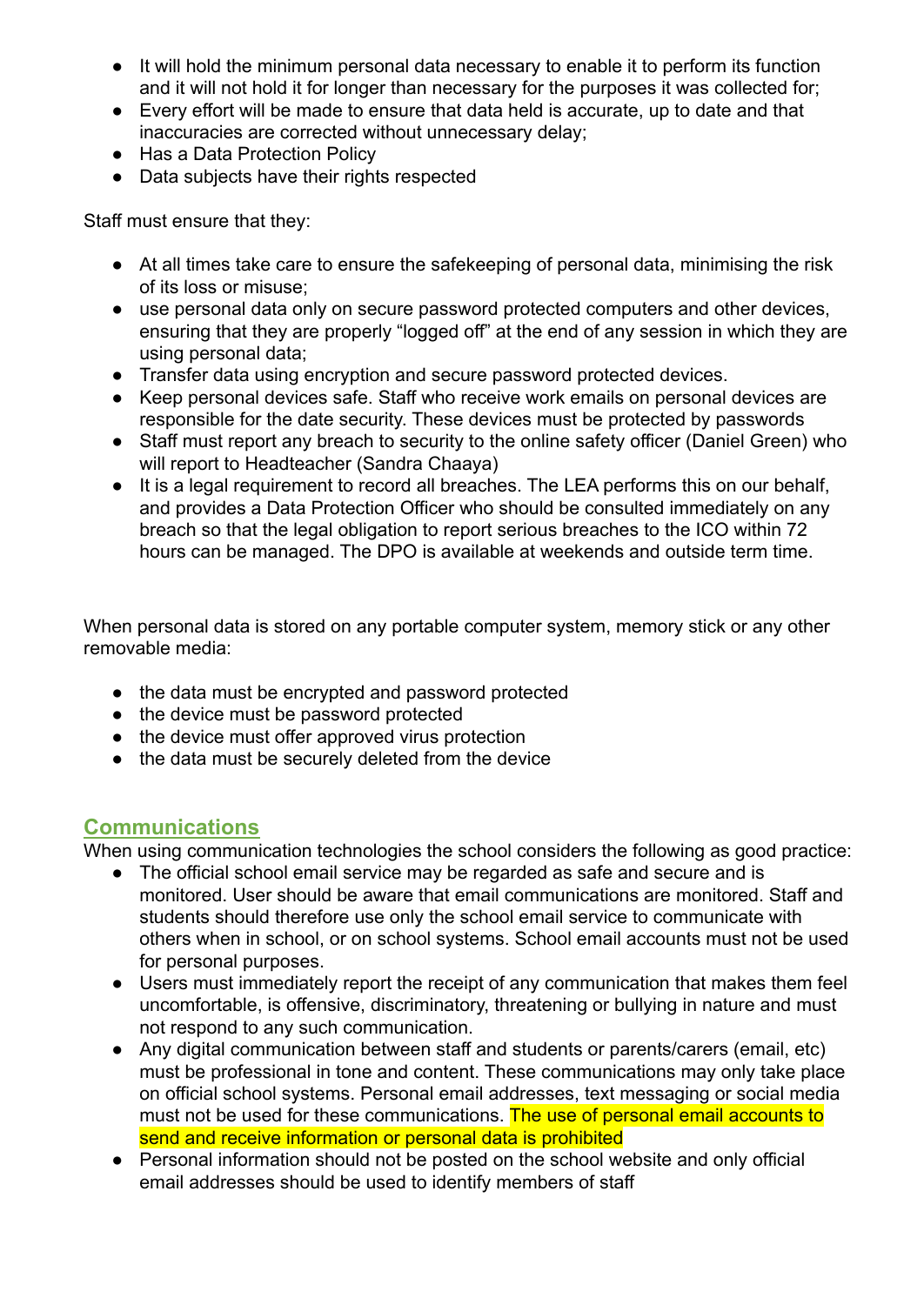- It will hold the minimum personal data necessary to enable it to perform its function and it will not hold it for longer than necessary for the purposes it was collected for;
- Every effort will be made to ensure that data held is accurate, up to date and that inaccuracies are corrected without unnecessary delay;
- Has a Data Protection Policy
- Data subjects have their rights respected

Staff must ensure that they:

- At all times take care to ensure the safekeeping of personal data, minimising the risk of its loss or misuse;
- use personal data only on secure password protected computers and other devices, ensuring that they are properly "logged off" at the end of any session in which they are using personal data;
- Transfer data using encryption and secure password protected devices.
- Keep personal devices safe. Staff who receive work emails on personal devices are responsible for the date security. These devices must be protected by passwords
- Staff must report any breach to security to the online safety officer (Daniel Green) who will report to Headteacher (Sandra Chaaya)
- It is a legal requirement to record all breaches. The LEA performs this on our behalf, and provides a Data Protection Officer who should be consulted immediately on any breach so that the legal obligation to report serious breaches to the ICO within 72 hours can be managed. The DPO is available at weekends and outside term time.

When personal data is stored on any portable computer system, memory stick or any other removable media:

- the data must be encrypted and password protected
- the device must be password protected
- the device must offer approved virus protection
- the data must be securely deleted from the device

## Communications

When using communication technologies the school considers the following as good practice:

- The official school email service may be regarded as safe and secure and is monitored. User should be aware that email communications are monitored. Staff and students should therefore use only the school email service to communicate with others when in school, or on school systems. School email accounts must not be used for personal purposes.
- Users must immediately report the receipt of any communication that makes them feel uncomfortable, is offensive, discriminatory, threatening or bullying in nature and must not respond to any such communication.
- Any digital communication between staff and students or parents/carers (email, etc) must be professional in tone and content. These communications may only take place on official school systems. Personal email addresses, text messaging or social media must not be used for these communications. The use of personal email accounts to send and receive information or personal data is prohibited
- Personal information should not be posted on the school website and only official email addresses should be used to identify members of staff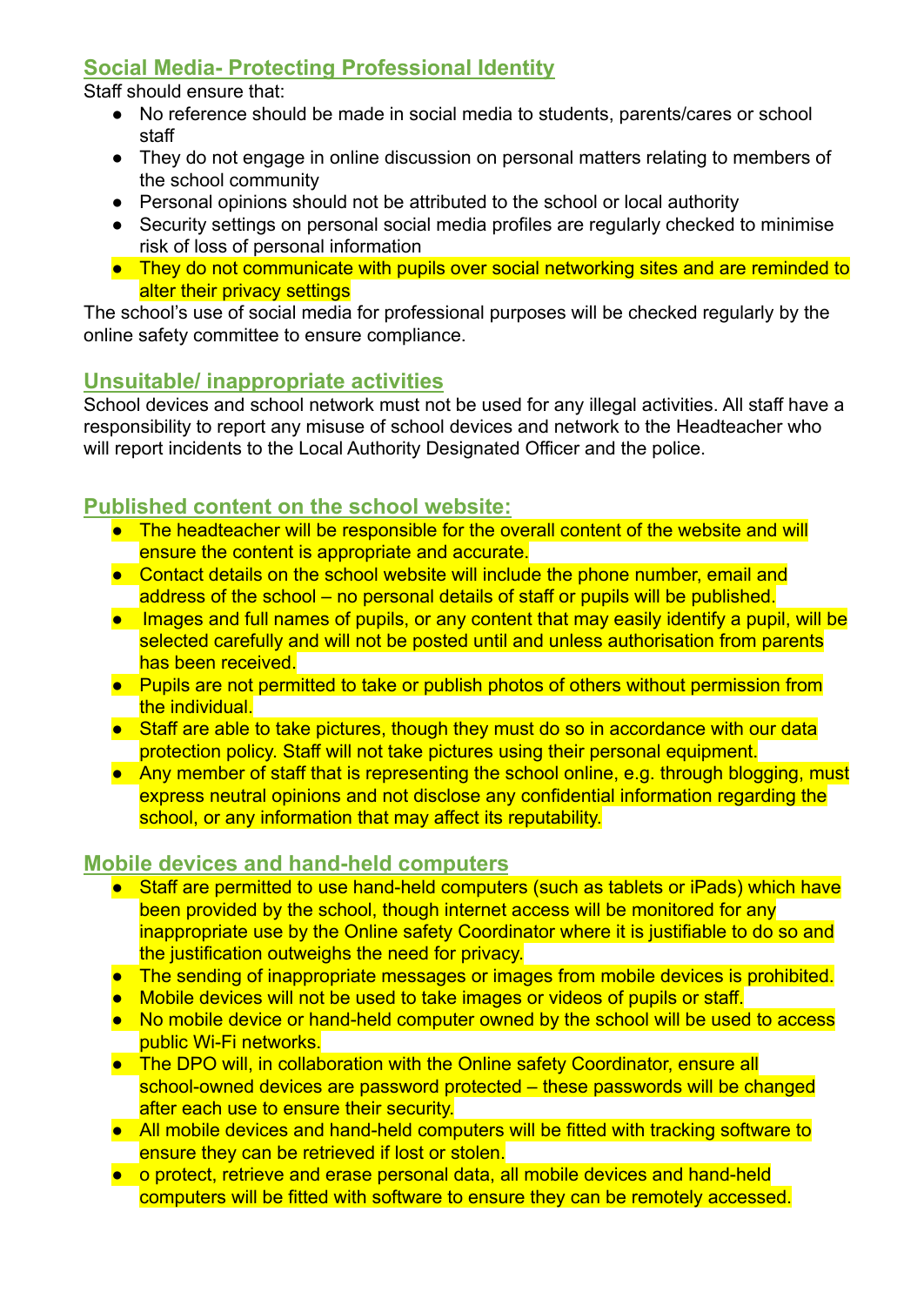## Social Media- Protecting Professional Identity

Staff should ensure that:

- No reference should be made in social media to students, parents/cares or school staff
- They do not engage in online discussion on personal matters relating to members of the school community
- Personal opinions should not be attributed to the school or local authority
- Security settings on personal social media profiles are regularly checked to minimise risk of loss of personal information
- They do not communicate with pupils over social networking sites and are reminded to alter their privacy settings

The school's use of social media for professional purposes will be checked regularly by the online safety committee to ensure compliance.

## Unsuitable/ inappropriate activities

School devices and school network must not be used for any illegal activities. All staff have a responsibility to report any misuse of school devices and network to the Headteacher who will report incidents to the Local Authority Designated Officer and the police.

## Published content on the school website:

- The headteacher will be responsible for the overall content of the website and will ensure the content is appropriate and accurate.
- Contact details on the school website will include the phone number, email and address of the school – no personal details of staff or pupils will be published.
- Images and full names of pupils, or any content that may easily identify a pupil, will be selected carefully and will not be posted until and unless authorisation from parents has been received.
- Pupils are not permitted to take or publish photos of others without permission from the individual.
- Staff are able to take pictures, though they must do so in accordance with our data protection policy. Staff will not take pictures using their personal equipment.
- Any member of staff that is representing the school online, e.g. through blogging, must express neutral opinions and not disclose any confidential information regarding the school, or any information that may affect its reputability.

## Mobile devices and hand-held computers

- Staff are permitted to use hand-held computers (such as tablets or iPads) which have been provided by the school, though internet access will be monitored for any inappropriate use by the Online safety Coordinator where it is justifiable to do so and the justification outweighs the need for privacy.
- The sending of inappropriate messages or images from mobile devices is prohibited.
- Mobile devices will not be used to take images or videos of pupils or staff.
- No mobile device or hand-held computer owned by the school will be used to access public Wi-Fi networks.
- The DPO will, in collaboration with the Online safety Coordinator, ensure all school-owned devices are password protected – these passwords will be changed after each use to ensure their security.
- All mobile devices and hand-held computers will be fitted with tracking software to ensure they can be retrieved if lost or stolen.
- o protect, retrieve and erase personal data, all mobile devices and hand-held computers will be fitted with software to ensure they can be remotely accessed.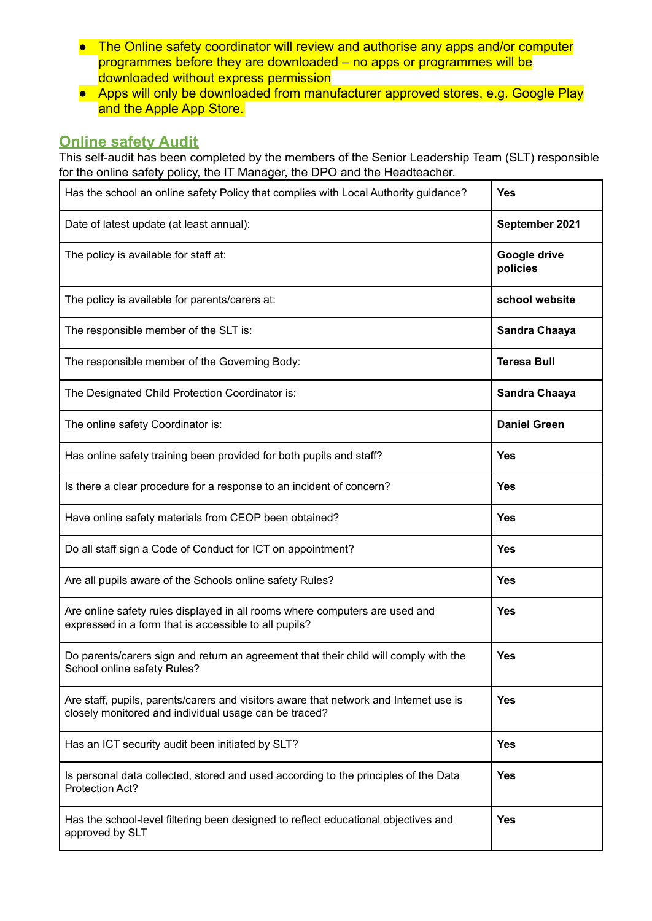- The Online safety coordinator will review and authorise any apps and/or computer programmes before they are downloaded – no apps or programmes will be downloaded without express permission
- Apps will only be downloaded from manufacturer approved stores, e.g. Google Play and the Apple App Store.

## Online safety Audit

This self-audit has been completed by the members of the Senior Leadership Team (SLT) responsible for the online safety policy, the IT Manager, the DPO and the Headteacher.

| | |
|---|---|
| Has the school an online safety Policy that complies with Local Authority guidance? | **Yes** |
| Date of latest update (at least annual): | **September 2021** |
| The policy is available for staff at: | **Google drive policies** |
| The policy is available for parents/carers at: | **school website** |
| The responsible member of the SLT is: | **Sandra Chaaya** |
| The responsible member of the Governing Body: | **Teresa Bull** |
| The Designated Child Protection Coordinator is: | **Sandra Chaaya** |
| The online safety Coordinator is: | **Daniel Green** |
| Has online safety training been provided for both pupils and staff? | **Yes** |
| Is there a clear procedure for a response to an incident of concern? | **Yes** |
| Have online safety materials from CEOP been obtained? | **Yes** |
| Do all staff sign a Code of Conduct for ICT on appointment? | **Yes** |
| Are all pupils aware of the Schools online safety Rules? | **Yes** |
| Are online safety rules displayed in all rooms where computers are used and expressed in a form that is accessible to all pupils? | **Yes** |
| Do parents/carers sign and return an agreement that their child will comply with the School online safety Rules? | **Yes** |
| Are staff, pupils, parents/carers and visitors aware that network and Internet use is closely monitored and individual usage can be traced? | **Yes** |
| Has an ICT security audit been initiated by SLT? | **Yes** |
| Is personal data collected, stored and used according to the principles of the Data Protection Act? | **Yes** |
| Has the school-level filtering been designed to reflect educational objectives and approved by SLT | **Yes** |